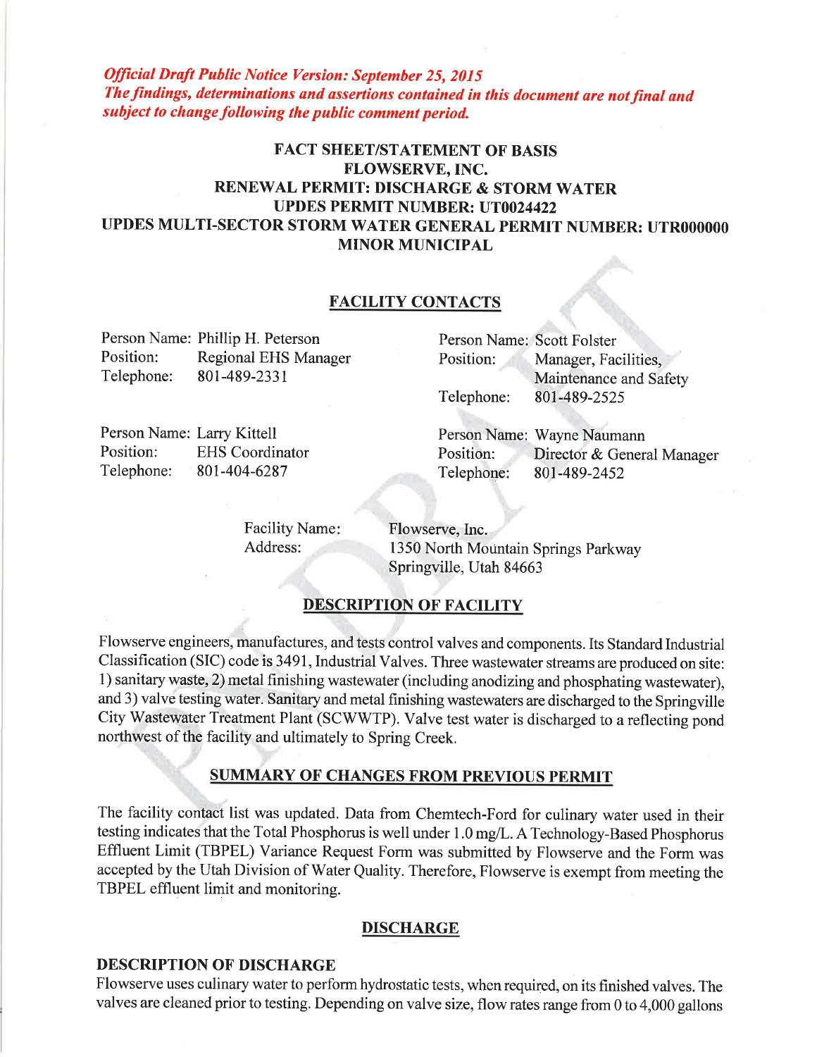*Official Draft Public Notice Version: September 25, 2015*
*The findings, determinations and assertions contained in this document are not final and subject to change following the public comment period.*

# FACT SHEET/STATEMENT OF BASIS
# FLOWSERVE, INC.
# RENEWAL PERMIT: DISCHARGE & STORM WATER
# UPDES PERMIT NUMBER: UT0024422
# UPDES MULTI-SECTOR STORM WATER GENERAL PERMIT NUMBER: UTR000000
# MINOR MUNICIPAL

## FACILITY CONTACTS

Person Name: Phillip H. Peterson
Position: Regional EHS Manager
Telephone: 801-489-2331

Person Name: Scott Folster
Position: Manager, Facilities, Maintenance and Safety
Telephone: 801-489-2525

Person Name: Larry Kittell
Position: EHS Coordinator
Telephone: 801-404-6287

Person Name: Wayne Naumann
Position: Director & General Manager
Telephone: 801-489-2452

Facility Name: Flowserve, Inc.
Address: 1350 North Mountain Springs Parkway
Springville, Utah 84663

## DESCRIPTION OF FACILITY

Flowserve engineers, manufactures, and tests control valves and components. Its Standard Industrial Classification (SIC) code is 3491, Industrial Valves. Three wastewater streams are produced on site: 1) sanitary waste, 2) metal finishing wastewater (including anodizing and phosphating wastewater), and 3) valve testing water. Sanitary and metal finishing wastewaters are discharged to the Springville City Wastewater Treatment Plant (SCWWTP). Valve test water is discharged to a reflecting pond northwest of the facility and ultimately to Spring Creek.

## SUMMARY OF CHANGES FROM PREVIOUS PERMIT

The facility contact list was updated. Data from Chemtech-Ford for culinary water used in their testing indicates that the Total Phosphorus is well under 1.0 mg/L. A Technology-Based Phosphorus Effluent Limit (TBPEL) Variance Request Form was submitted by Flowserve and the Form was accepted by the Utah Division of Water Quality. Therefore, Flowserve is exempt from meeting the TBPEL effluent limit and monitoring.

## DISCHARGE

### DESCRIPTION OF DISCHARGE

Flowserve uses culinary water to perform hydrostatic tests, when required, on its finished valves. The valves are cleaned prior to testing. Depending on valve size, flow rates range from 0 to 4,000 gallons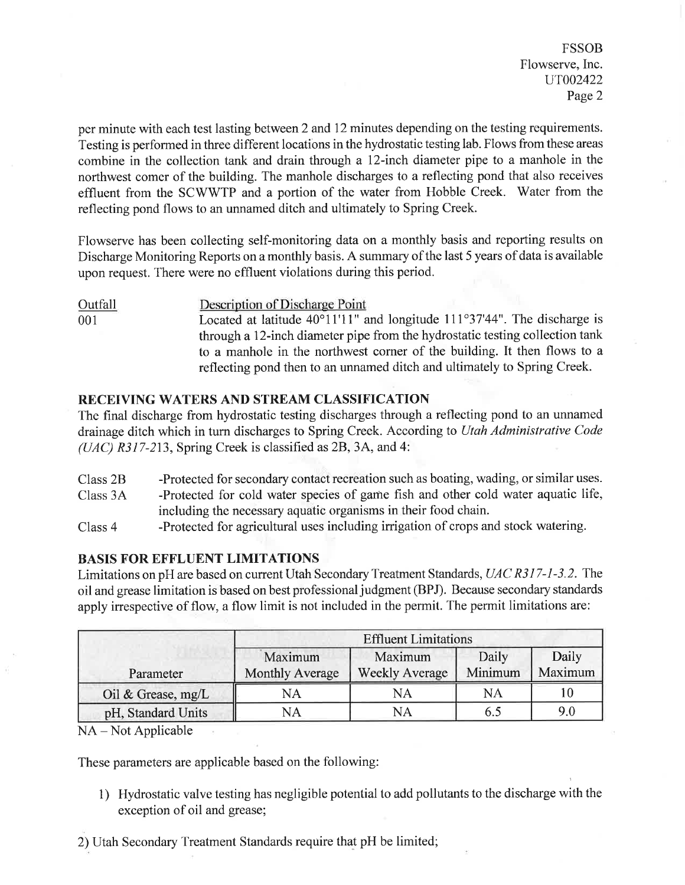per minute with each test lasting between 2 and 12 minutes depending on the testing requirements. Testing is performed in three different locations in the hydrostatic testing lab. Flows from these areas combine in the collection tank and drain through a 12-inch diameter pipe to a manhole in the northwest comer of the building. The manhole discharges to a reflecting pond that also receives effluent from the SCWWTP and a portion of the water from Hobble Creek. Water from the reflecting pond flows to an unnamed ditch and ultimately to Spring Creek.

Flowserve has been collecting self-monitoring data on a monthly basis and reporting results on Discharge Monitoring Reports on a monthly basis. A summary of the last 5 years of data is available upon request. There were no effluent violations during this period.

| Outfall | Description of Discharge Point |
|---|---|
| 001 | Located at latitude 40°11'11" and longitude 111°37'44". The discharge is through a 12-inch diameter pipe from the hydrostatic testing collection tank to a manhole in the northwest corner of the building. It then flows to a reflecting pond then to an unnamed ditch and ultimately to Spring Creek. |

## RECEIVING WATERS AND STREAM CLASSIFICATION

The final discharge from hydrostatic testing discharges through a reflecting pond to an unnamed drainage ditch which in turn discharges to Spring Creek. According to *Utah Administrative Code (UAC) R317-2*13, Spring Creek is classified as 2B, 3A, and 4:

| | |
|---|---|
| Class 2B | -Protected for secondary contact recreation such as boating, wading, or similar uses. |
| Class 3A | -Protected for cold water species of game fish and other cold water aquatic life, including the necessary aquatic organisms in their food chain. |
| Class 4 | -Protected for agricultural uses including irrigation of crops and stock watering. |

## BASIS FOR EFFLUENT LIMITATIONS

Limitations on pH are based on current Utah Secondary Treatment Standards, *UAC R317-1-3.2.* The oil and grease limitation is based on best professional judgment (BPJ). Because secondary standards apply irrespective of flow, a flow limit is not included in the permit. The permit limitations are:

| | Effluent Limitations | | | |
|---|---|---|---|---|
| Parameter | Maximum Monthly Average | Maximum Weekly Average | Daily Minimum | Daily Maximum |
| Oil & Grease, mg/L | NA | NA | NA | 10 |
| pH, Standard Units | NA | NA | 6.5 | 9.0 |

NA – Not Applicable

These parameters are applicable based on the following:

1) Hydrostatic valve testing has negligible potential to add pollutants to the discharge with the exception of oil and grease;

2) Utah Secondary Treatment Standards require that pH be limited;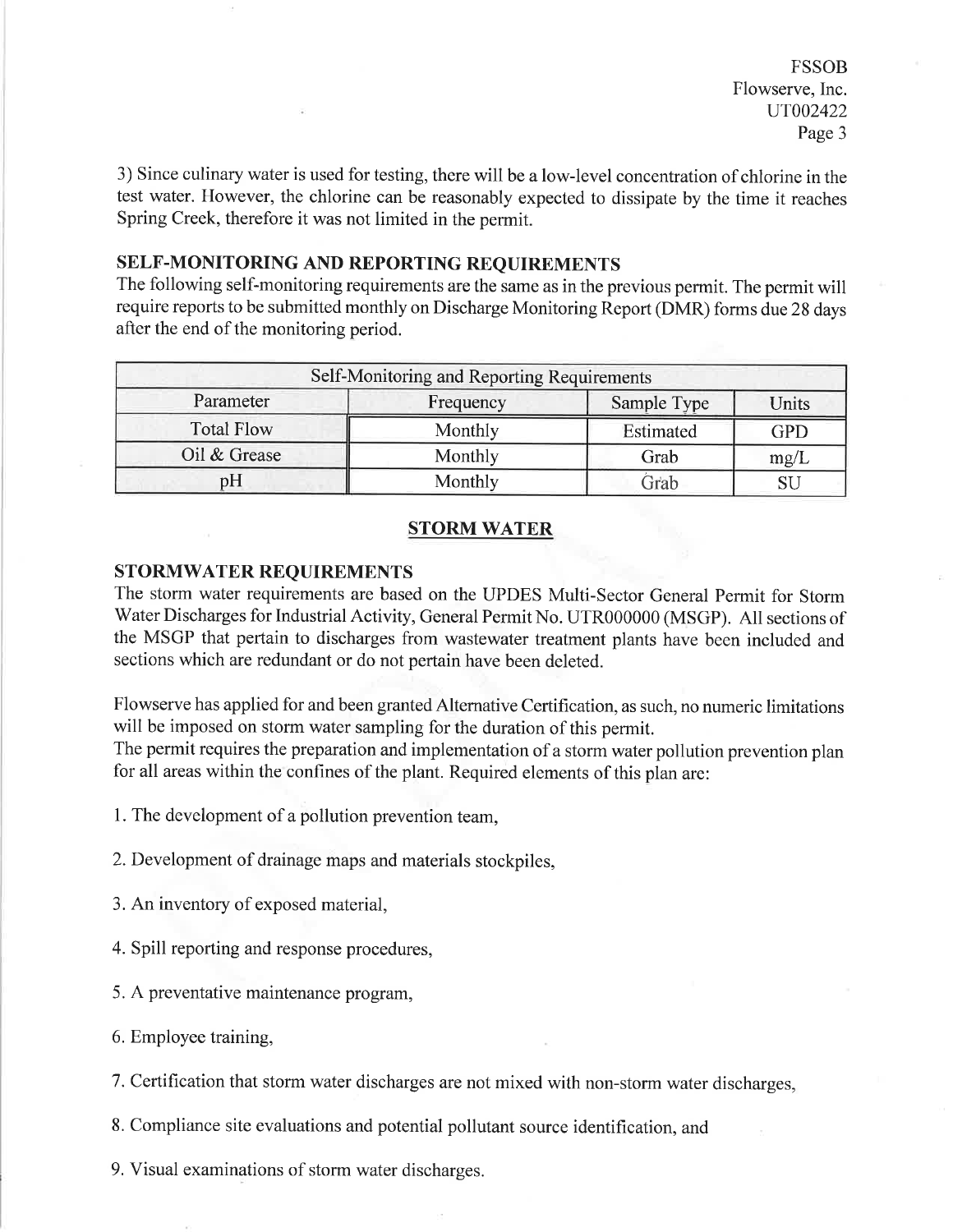3) Since culinary water is used for testing, there will be a low-level concentration of chlorine in the test water. However, the chlorine can be reasonably expected to dissipate by the time it reaches Spring Creek, therefore it was not limited in the permit.

### SELF-MONITORING AND REPORTING REQUIREMENTS

The following self-monitoring requirements are the same as in the previous permit. The permit will require reports to be submitted monthly on Discharge Monitoring Report (DMR) forms due 28 days after the end of the monitoring period.

| Self-Monitoring and Reporting Requirements | | | |
|---|---|---|---|
| Parameter | Frequency | Sample Type | Units |
| Total Flow | Monthly | Estimated | GPD |
| Oil & Grease | Monthly | Grab | mg/L |
| pH | Monthly | Grab | SU |

## STORM WATER

### STORMWATER REQUIREMENTS

The storm water requirements are based on the UPDES Multi-Sector General Permit for Storm Water Discharges for Industrial Activity, General Permit No. UTR000000 (MSGP). All sections of the MSGP that pertain to discharges from wastewater treatment plants have been included and sections which are redundant or do not pertain have been deleted.

Flowserve has applied for and been granted Alternative Certification, as such, no numeric limitations will be imposed on storm water sampling for the duration of this permit.
The permit requires the preparation and implementation of a storm water pollution prevention plan for all areas within the confines of the plant. Required elements of this plan are:

1. The development of a pollution prevention team,

2. Development of drainage maps and materials stockpiles,

3. An inventory of exposed material,

4. Spill reporting and response procedures,

5. A preventative maintenance program,

6. Employee training,

7. Certification that storm water discharges are not mixed with non-storm water discharges,

8. Compliance site evaluations and potential pollutant source identification, and

9. Visual examinations of storm water discharges.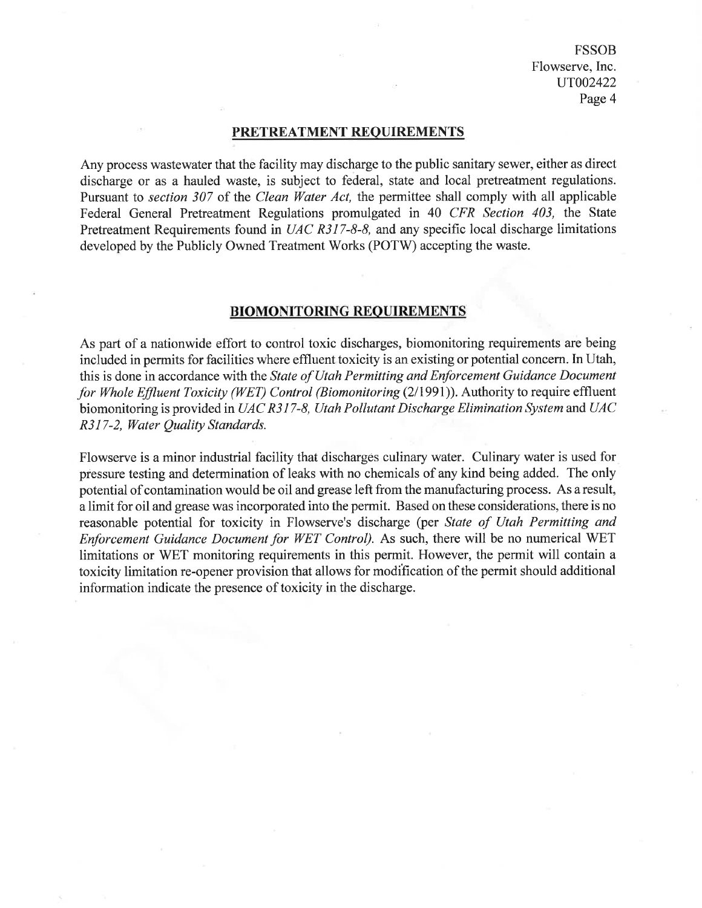## PRETREATMENT REQUIREMENTS

Any process wastewater that the facility may discharge to the public sanitary sewer, either as direct discharge or as a hauled waste, is subject to federal, state and local pretreatment regulations. Pursuant to *section 307* of the *Clean Water Act,* the permittee shall comply with all applicable Federal General Pretreatment Regulations promulgated in 40 *CFR Section 403,* the State Pretreatment Requirements found in *UAC R317-8-8,* and any specific local discharge limitations developed by the Publicly Owned Treatment Works (POTW) accepting the waste.

## BIOMONITORING REQUIREMENTS

As part of a nationwide effort to control toxic discharges, biomonitoring requirements are being included in permits for facilities where effluent toxicity is an existing or potential concern. In Utah, this is done in accordance with the *State of Utah Permitting and Enforcement Guidance Document for Whole Effluent Toxicity (WET) Control (Biomonitoring* (2/1991)). Authority to require effluent biomonitoring is provided in *UAC R317-8, Utah Pollutant Discharge Elimination System* and *UAC R317-2, Water Quality Standards.*

Flowserve is a minor industrial facility that discharges culinary water. Culinary water is used for pressure testing and determination of leaks with no chemicals of any kind being added. The only potential of contamination would be oil and grease left from the manufacturing process. As a result, a limit for oil and grease was incorporated into the permit. Based on these considerations, there is no reasonable potential for toxicity in Flowserve's discharge (per *State of Utah Permitting and Enforcement Guidance Document for WET Control).* As such, there will be no numerical WET limitations or WET monitoring requirements in this permit. However, the permit will contain a toxicity limitation re-opener provision that allows for modification of the permit should additional information indicate the presence of toxicity in the discharge.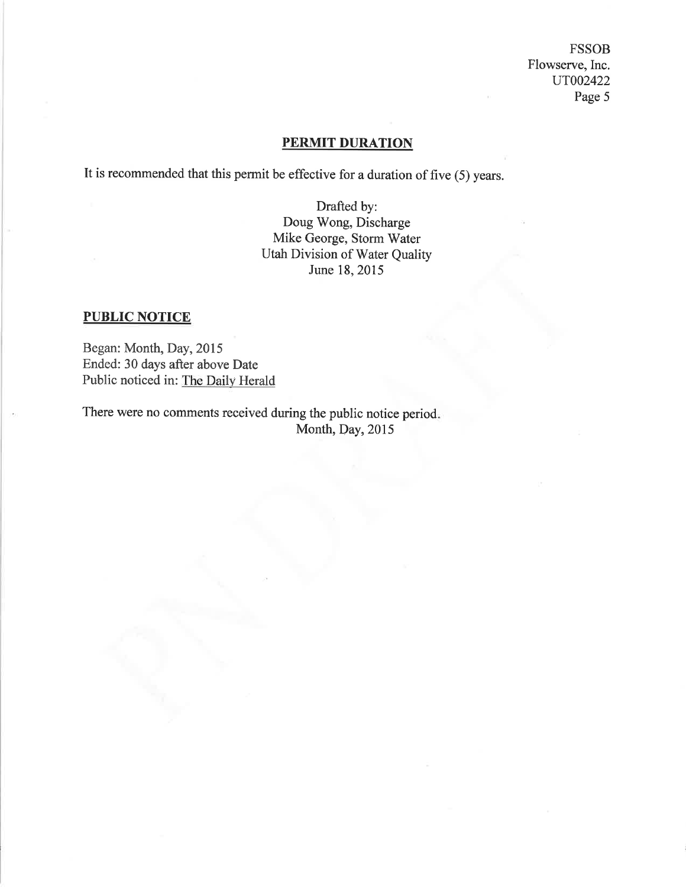## PERMIT DURATION

It is recommended that this permit be effective for a duration of five (5) years.

Drafted by:
Doug Wong, Discharge
Mike George, Storm Water
Utah Division of Water Quality
June 18, 2015

## PUBLIC NOTICE

Began: Month, Day, 2015
Ended: 30 days after above Date
Public noticed in: The Daily Herald

There were no comments received during the public notice period.
Month, Day, 2015